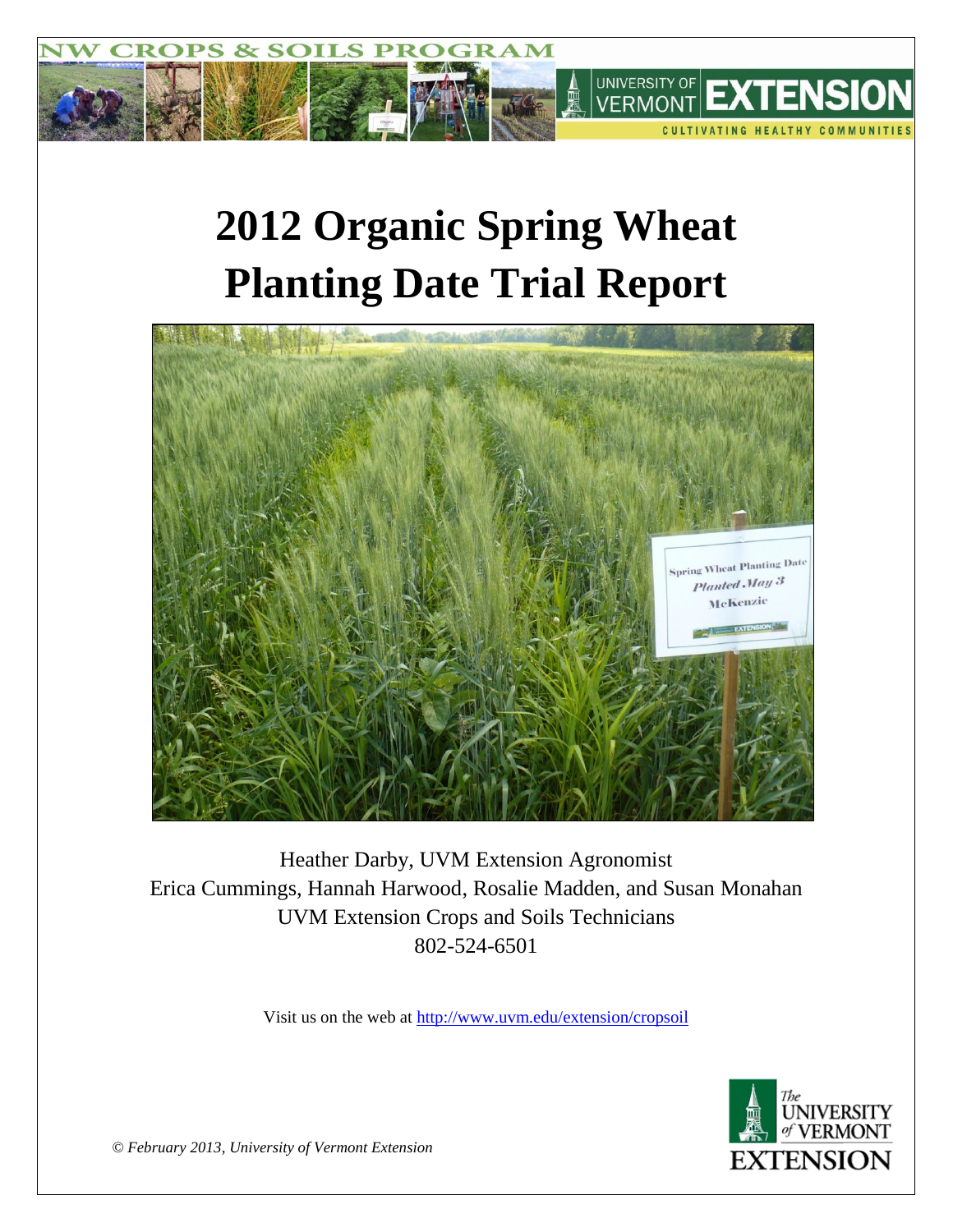# 2012 Organic Spring Wheat Planting Date Trial Report

Heather Darby, UVM Extension Agronomist
Erica Cummings, Hannah Harwood, Rosalie Madden, and Susan Monahan
UVM Extension Crops and Soils Technicians
802-524-6501

Visit us on the web at http://www.uvm.edu/extension/cropsoil

*© February 2013, University of Vermont Extension*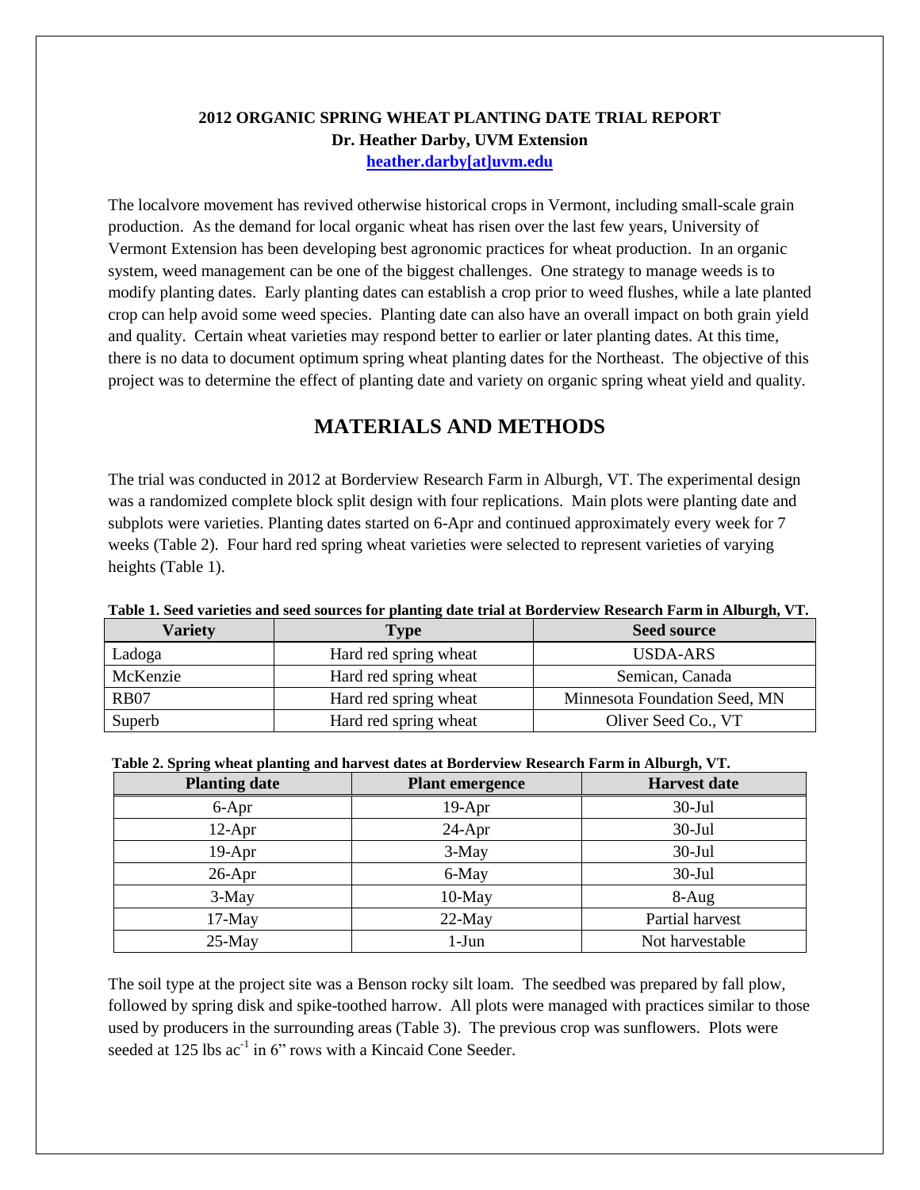**2012 ORGANIC SPRING WHEAT PLANTING DATE TRIAL REPORT**
**Dr. Heather Darby, UVM Extension**
**heather.darby[at]uvm.edu**

The localvore movement has revived otherwise historical crops in Vermont, including small-scale grain production. As the demand for local organic wheat has risen over the last few years, University of Vermont Extension has been developing best agronomic practices for wheat production. In an organic system, weed management can be one of the biggest challenges. One strategy to manage weeds is to modify planting dates. Early planting dates can establish a crop prior to weed flushes, while a late planted crop can help avoid some weed species. Planting date can also have an overall impact on both grain yield and quality. Certain wheat varieties may respond better to earlier or later planting dates. At this time, there is no data to document optimum spring wheat planting dates for the Northeast. The objective of this project was to determine the effect of planting date and variety on organic spring wheat yield and quality.

## MATERIALS AND METHODS

The trial was conducted in 2012 at Borderview Research Farm in Alburgh, VT. The experimental design was a randomized complete block split design with four replications. Main plots were planting date and subplots were varieties. Planting dates started on 6-Apr and continued approximately every week for 7 weeks (Table 2). Four hard red spring wheat varieties were selected to represent varieties of varying heights (Table 1).

**Table 1. Seed varieties and seed sources for planting date trial at Borderview Research Farm in Alburgh, VT.**

| Variety | Type | Seed source |
|---|---|---|
| Ladoga | Hard red spring wheat | USDA-ARS |
| McKenzie | Hard red spring wheat | Semican, Canada |
| RB07 | Hard red spring wheat | Minnesota Foundation Seed, MN |
| Superb | Hard red spring wheat | Oliver Seed Co., VT |

**Table 2. Spring wheat planting and harvest dates at Borderview Research Farm in Alburgh, VT.**

| Planting date | Plant emergence | Harvest date |
|---|---|---|
| 6-Apr | 19-Apr | 30-Jul |
| 12-Apr | 24-Apr | 30-Jul |
| 19-Apr | 3-May | 30-Jul |
| 26-Apr | 6-May | 30-Jul |
| 3-May | 10-May | 8-Aug |
| 17-May | 22-May | Partial harvest |
| 25-May | 1-Jun | Not harvestable |

The soil type at the project site was a Benson rocky silt loam. The seedbed was prepared by fall plow, followed by spring disk and spike-toothed harrow. All plots were managed with practices similar to those used by producers in the surrounding areas (Table 3). The previous crop was sunflowers. Plots were seeded at 125 lbs ac$^{-1}$ in 6" rows with a Kincaid Cone Seeder.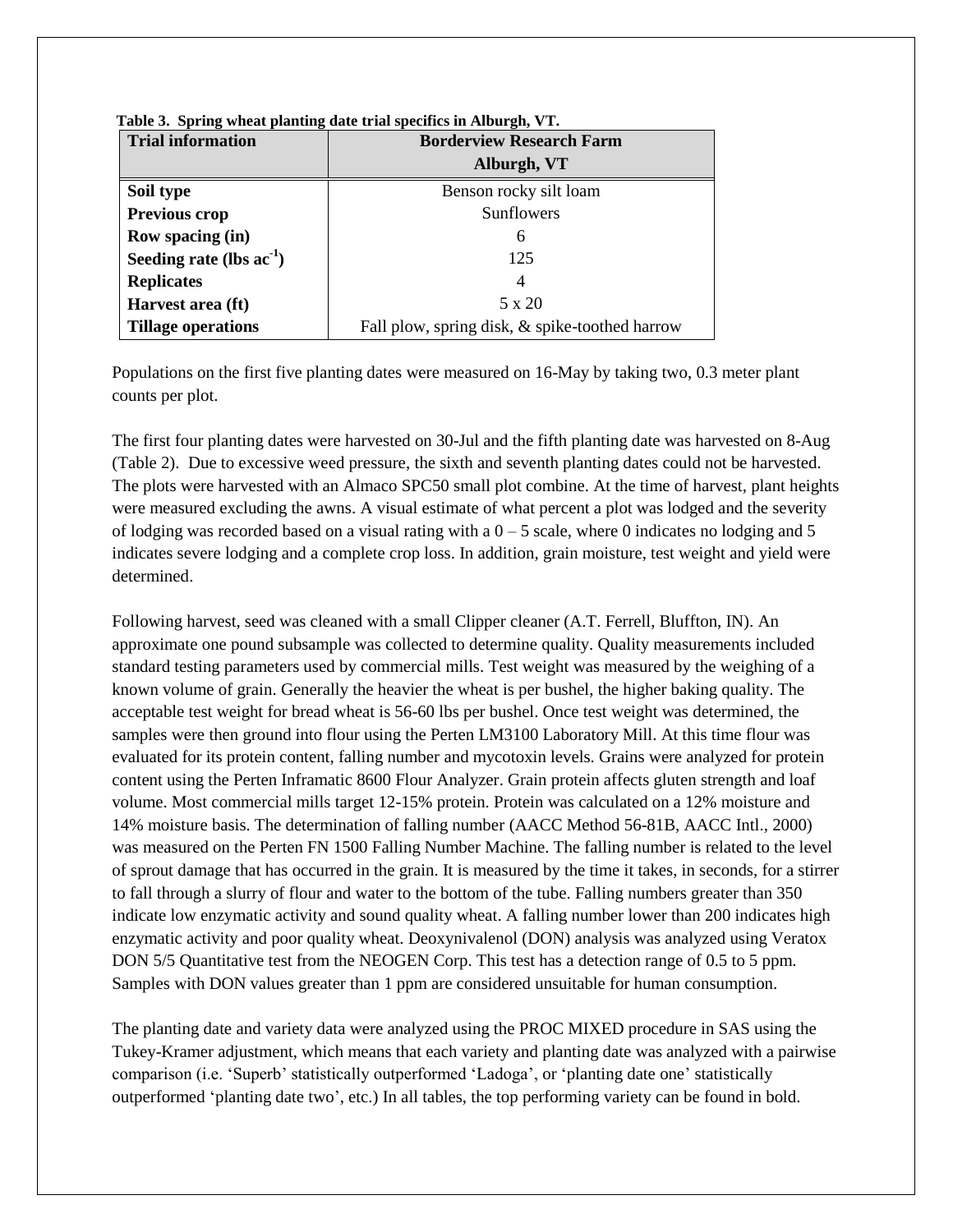**Table 3. Spring wheat planting date trial specifics in Alburgh, VT.**

| Trial information | Borderview Research Farm Alburgh, VT |
|---|---|
| **Soil type** | Benson rocky silt loam |
| **Previous crop** | Sunflowers |
| **Row spacing (in)** | 6 |
| **Seeding rate (lbs ac$^{-1}$)** | 125 |
| **Replicates** | 4 |
| **Harvest area (ft)** | 5 x 20 |
| **Tillage operations** | Fall plow, spring disk, & spike-toothed harrow |

Populations on the first five planting dates were measured on 16-May by taking two, 0.3 meter plant counts per plot.

The first four planting dates were harvested on 30-Jul and the fifth planting date was harvested on 8-Aug (Table 2). Due to excessive weed pressure, the sixth and seventh planting dates could not be harvested. The plots were harvested with an Almaco SPC50 small plot combine. At the time of harvest, plant heights were measured excluding the awns. A visual estimate of what percent a plot was lodged and the severity of lodging was recorded based on a visual rating with a 0 – 5 scale, where 0 indicates no lodging and 5 indicates severe lodging and a complete crop loss. In addition, grain moisture, test weight and yield were determined.

Following harvest, seed was cleaned with a small Clipper cleaner (A.T. Ferrell, Bluffton, IN). An approximate one pound subsample was collected to determine quality. Quality measurements included standard testing parameters used by commercial mills. Test weight was measured by the weighing of a known volume of grain. Generally the heavier the wheat is per bushel, the higher baking quality. The acceptable test weight for bread wheat is 56-60 lbs per bushel. Once test weight was determined, the samples were then ground into flour using the Perten LM3100 Laboratory Mill. At this time flour was evaluated for its protein content, falling number and mycotoxin levels. Grains were analyzed for protein content using the Perten Inframatic 8600 Flour Analyzer. Grain protein affects gluten strength and loaf volume. Most commercial mills target 12-15% protein. Protein was calculated on a 12% moisture and 14% moisture basis. The determination of falling number (AACC Method 56-81B, AACC Intl., 2000) was measured on the Perten FN 1500 Falling Number Machine. The falling number is related to the level of sprout damage that has occurred in the grain. It is measured by the time it takes, in seconds, for a stirrer to fall through a slurry of flour and water to the bottom of the tube. Falling numbers greater than 350 indicate low enzymatic activity and sound quality wheat. A falling number lower than 200 indicates high enzymatic activity and poor quality wheat. Deoxynivalenol (DON) analysis was analyzed using Veratox DON 5/5 Quantitative test from the NEOGEN Corp. This test has a detection range of 0.5 to 5 ppm. Samples with DON values greater than 1 ppm are considered unsuitable for human consumption.

The planting date and variety data were analyzed using the PROC MIXED procedure in SAS using the Tukey-Kramer adjustment, which means that each variety and planting date was analyzed with a pairwise comparison (i.e. 'Superb' statistically outperformed 'Ladoga', or 'planting date one' statistically outperformed 'planting date two', etc.) In all tables, the top performing variety can be found in bold.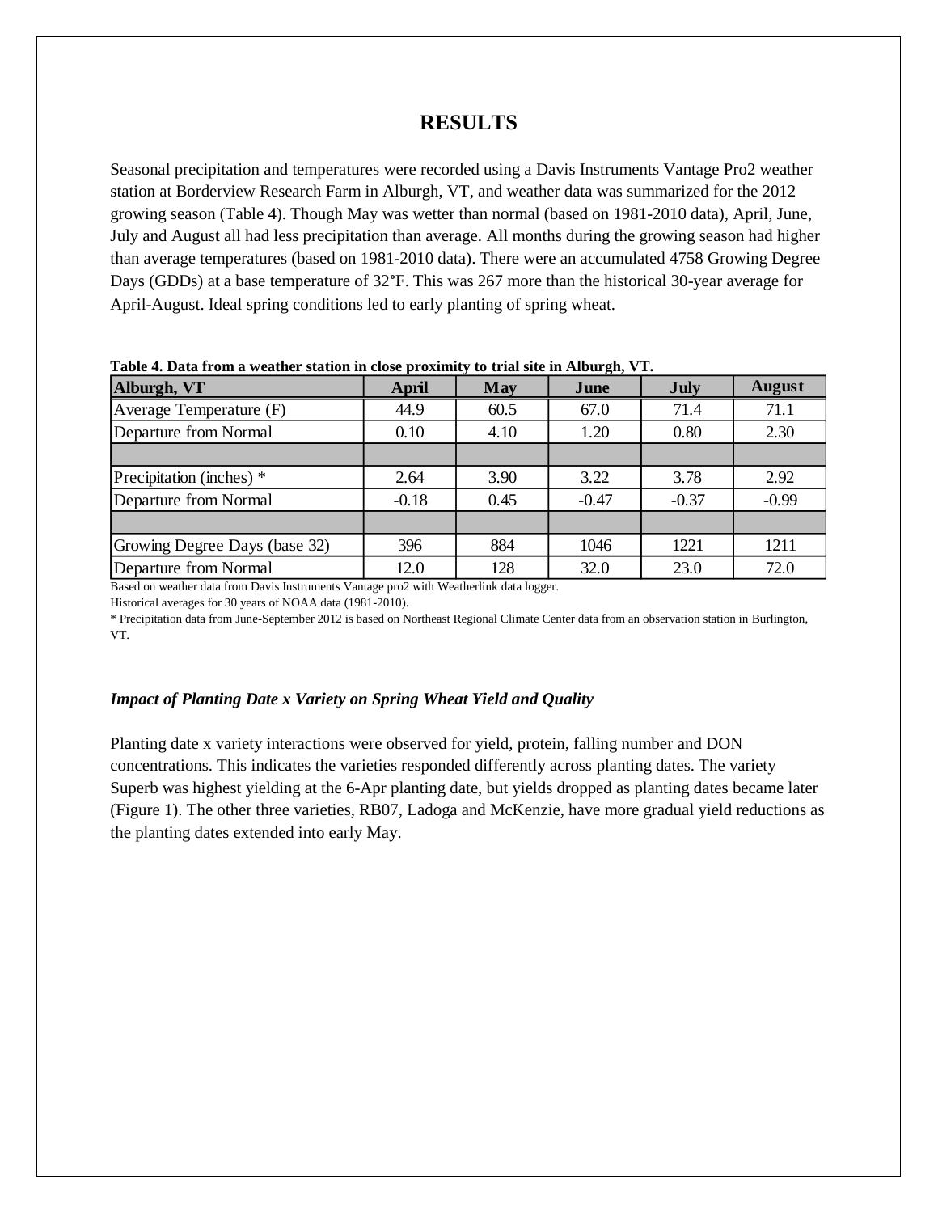## RESULTS

Seasonal precipitation and temperatures were recorded using a Davis Instruments Vantage Pro2 weather station at Borderview Research Farm in Alburgh, VT, and weather data was summarized for the 2012 growing season (Table 4). Though May was wetter than normal (based on 1981-2010 data), April, June, July and August all had less precipitation than average. All months during the growing season had higher than average temperatures (based on 1981-2010 data). There were an accumulated 4758 Growing Degree Days (GDDs) at a base temperature of 32°F. This was 267 more than the historical 30-year average for April-August. Ideal spring conditions led to early planting of spring wheat.

**Table 4. Data from a weather station in close proximity to trial site in Alburgh, VT.**

| Alburgh, VT | April | May | June | July | August |
|---|---|---|---|---|---|
| Average Temperature (F) | 44.9 | 60.5 | 67.0 | 71.4 | 71.1 |
| Departure from Normal | 0.10 | 4.10 | 1.20 | 0.80 | 2.30 |
| | | | | | |
| Precipitation (inches) * | 2.64 | 3.90 | 3.22 | 3.78 | 2.92 |
| Departure from Normal | -0.18 | 0.45 | -0.47 | -0.37 | -0.99 |
| | | | | | |
| Growing Degree Days (base 32) | 396 | 884 | 1046 | 1221 | 1211 |
| Departure from Normal | 12.0 | 128 | 32.0 | 23.0 | 72.0 |

Based on weather data from Davis Instruments Vantage pro2 with Weatherlink data logger.

Historical averages for 30 years of NOAA data (1981-2010).

* Precipitation data from June-September 2012 is based on Northeast Regional Climate Center data from an observation station in Burlington, VT.

### *Impact of Planting Date x Variety on Spring Wheat Yield and Quality*

Planting date x variety interactions were observed for yield, protein, falling number and DON concentrations. This indicates the varieties responded differently across planting dates. The variety Superb was highest yielding at the 6-Apr planting date, but yields dropped as planting dates became later (Figure 1). The other three varieties, RB07, Ladoga and McKenzie, have more gradual yield reductions as the planting dates extended into early May.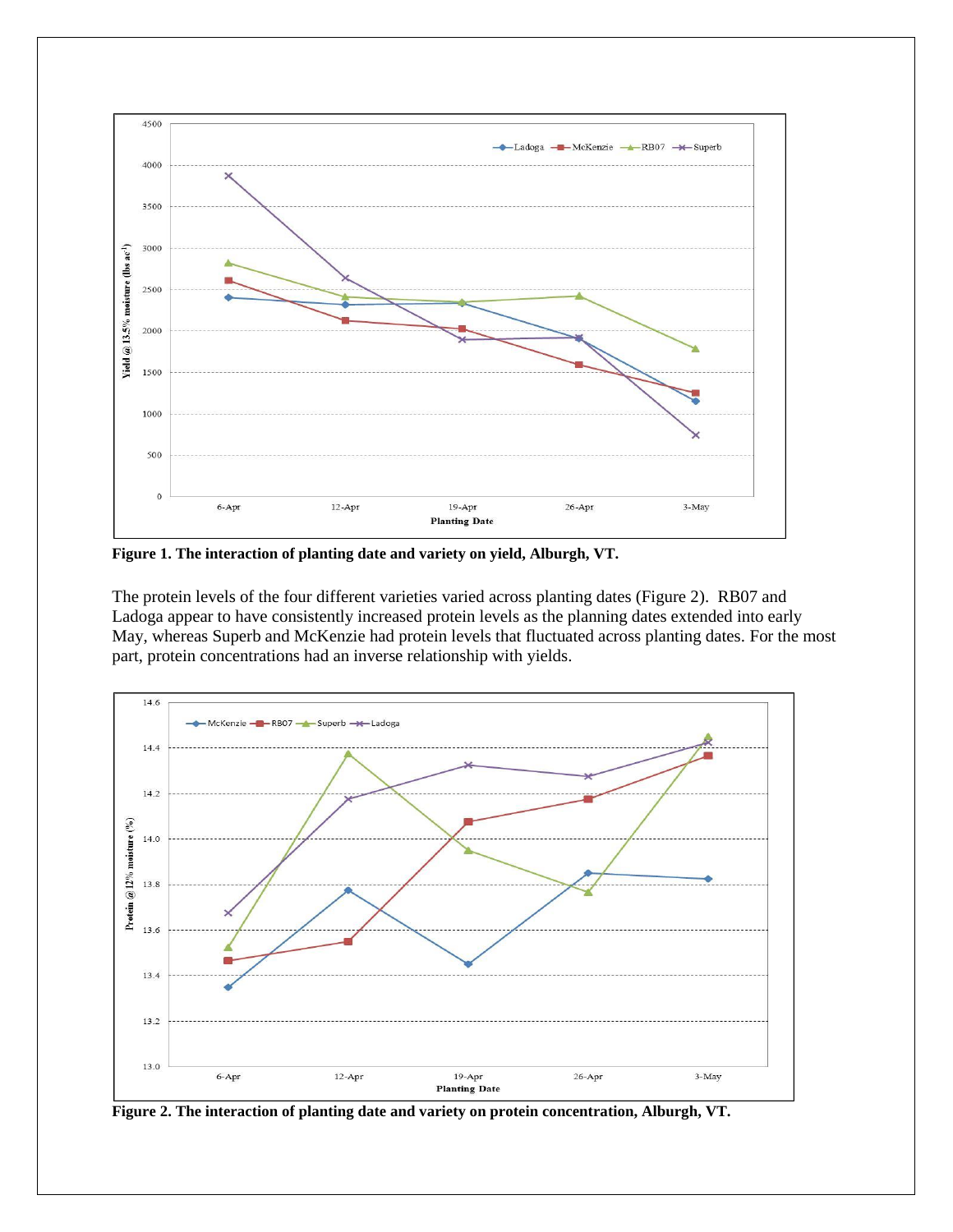**Figure 1. The interaction of planting date and variety on yield, Alburgh, VT.**

The protein levels of the four different varieties varied across planting dates (Figure 2). RB07 and Ladoga appear to have consistently increased protein levels as the planning dates extended into early May, whereas Superb and McKenzie had protein levels that fluctuated across planting dates. For the most part, protein concentrations had an inverse relationship with yields.

**Figure 2. The interaction of planting date and variety on protein concentration, Alburgh, VT.**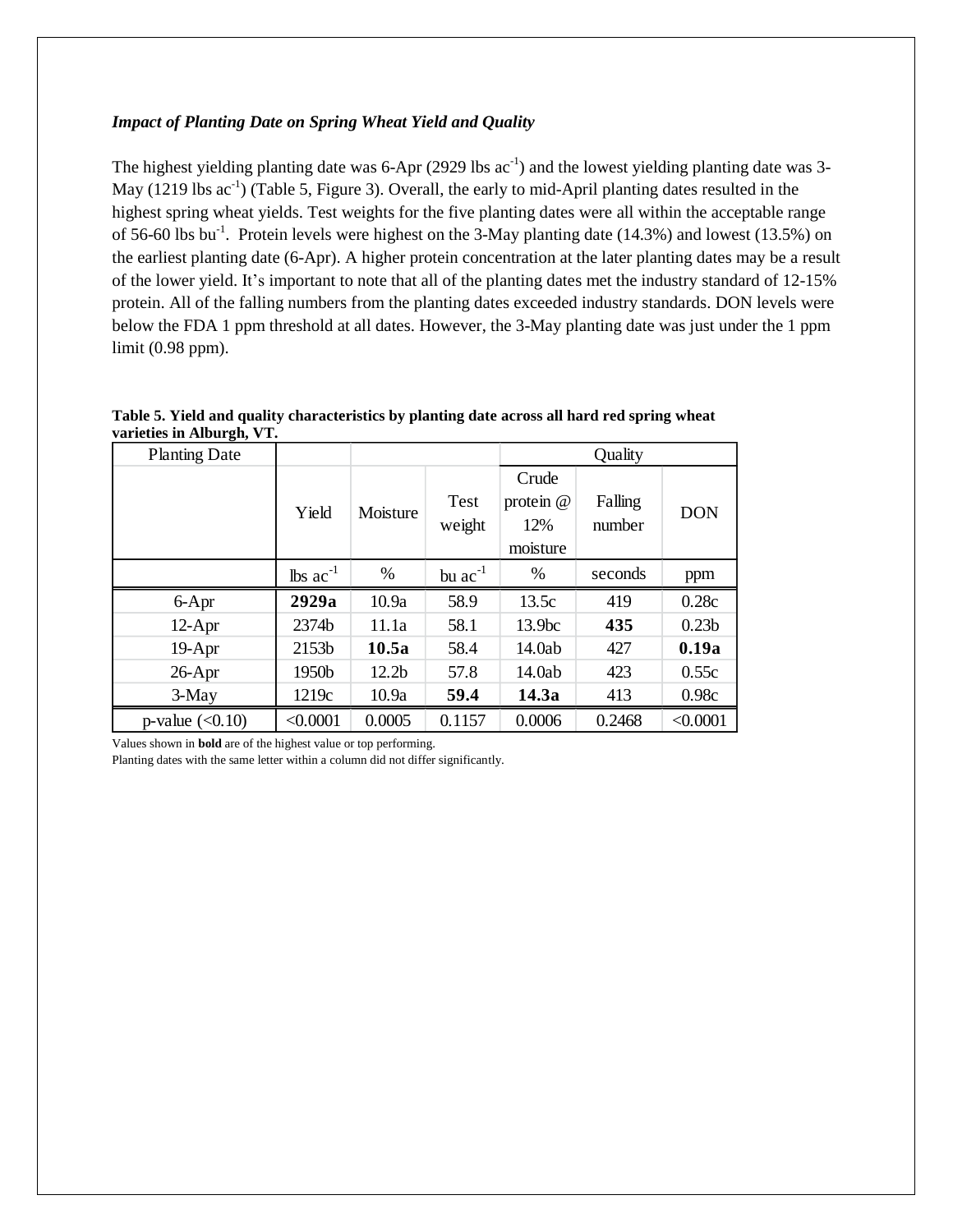### *Impact of Planting Date on Spring Wheat Yield and Quality*

The highest yielding planting date was 6-Apr (2929 lbs $ac^{-1}$) and the lowest yielding planting date was 3-May (1219 lbs $ac^{-1}$) (Table 5, Figure 3). Overall, the early to mid-April planting dates resulted in the highest spring wheat yields. Test weights for the five planting dates were all within the acceptable range of 56-60 lbs $bu^{-1}$. Protein levels were highest on the 3-May planting date (14.3%) and lowest (13.5%) on the earliest planting date (6-Apr). A higher protein concentration at the later planting dates may be a result of the lower yield. It's important to note that all of the planting dates met the industry standard of 12-15% protein. All of the falling numbers from the planting dates exceeded industry standards. DON levels were below the FDA 1 ppm threshold at all dates. However, the 3-May planting date was just under the 1 ppm limit (0.98 ppm).

**Table 5. Yield and quality characteristics by planting date across all hard red spring wheat varieties in Alburgh, VT.**

| Planting Date | | | | Quality | | |
|---|---|---|---|---|---|---|
| | Yield | Moisture | Test weight | Crude protein @ 12% moisture | Falling number | DON |
| | lbs $ac^{-1}$ | % | bu $ac^{-1}$ | % | seconds | ppm |
| 6-Apr | **2929a** | 10.9a | 58.9 | 13.5c | 419 | 0.28c |
| 12-Apr | 2374b | 11.1a | 58.1 | 13.9bc | **435** | 0.23b |
| 19-Apr | 2153b | **10.5a** | 58.4 | 14.0ab | 427 | **0.19a** |
| 26-Apr | 1950b | 12.2b | 57.8 | 14.0ab | 423 | 0.55c |
| 3-May | 1219c | 10.9a | **59.4** | **14.3a** | 413 | 0.98c |
| p-value (<0.10) | <0.0001 | 0.0005 | 0.1157 | 0.0006 | 0.2468 | <0.0001 |

Values shown in **bold** are of the highest value or top performing.

Planting dates with the same letter within a column did not differ significantly.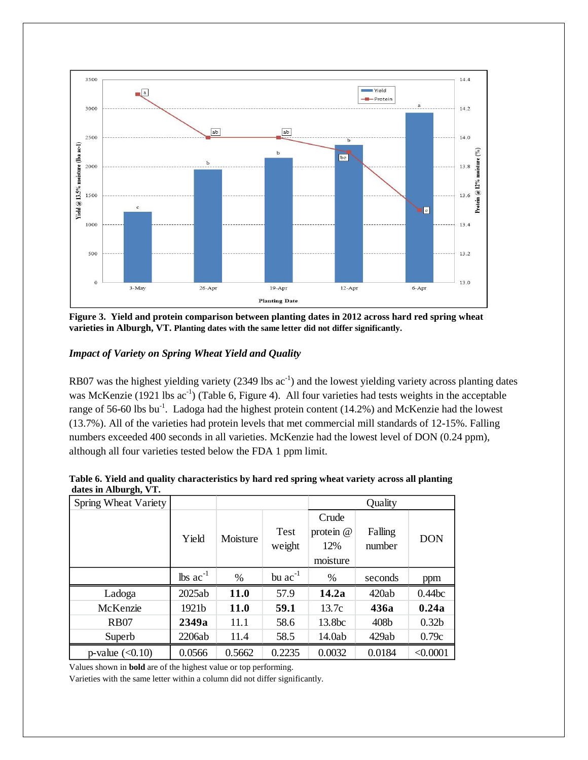**Figure 3. Yield and protein comparison between planting dates in 2012 across hard red spring wheat varieties in Alburgh, VT. Planting dates with the same letter did not differ significantly.**

### *Impact of Variety on Spring Wheat Yield and Quality*

RB07 was the highest yielding variety (2349 lbs ac$^{-1}$) and the lowest yielding variety across planting dates was McKenzie (1921 lbs ac$^{-1}$) (Table 6, Figure 4). All four varieties had tests weights in the acceptable range of 56-60 lbs bu$^{-1}$. Ladoga had the highest protein content (14.2%) and McKenzie had the lowest (13.7%). All of the varieties had protein levels that met commercial mill standards of 12-15%. Falling numbers exceeded 400 seconds in all varieties. McKenzie had the lowest level of DON (0.24 ppm), although all four varieties tested below the FDA 1 ppm limit.

**Table 6. Yield and quality characteristics by hard red spring wheat variety across all planting dates in Alburgh, VT.**

| Spring Wheat Variety | | | | Quality | | |
|---|---|---|---|---|---|---|
| | Yield | Moisture | Test weight | Crude protein @ 12% moisture | Falling number | DON |
| | lbs ac$^{-1}$ | % | bu ac$^{-1}$ | % | seconds | ppm |
| Ladoga | 2025ab | **11.0** | 57.9 | **14.2a** | 420ab | 0.44bc |
| McKenzie | 1921b | **11.0** | **59.1** | 13.7c | **436a** | **0.24a** |
| RB07 | **2349a** | 11.1 | 58.6 | 13.8bc | 408b | 0.32b |
| Superb | 2206ab | 11.4 | 58.5 | 14.0ab | 429ab | 0.79c |
| p-value (<0.10) | 0.0566 | 0.5662 | 0.2235 | 0.0032 | 0.0184 | <0.0001 |

Values shown in **bold** are of the highest value or top performing.
Varieties with the same letter within a column did not differ significantly.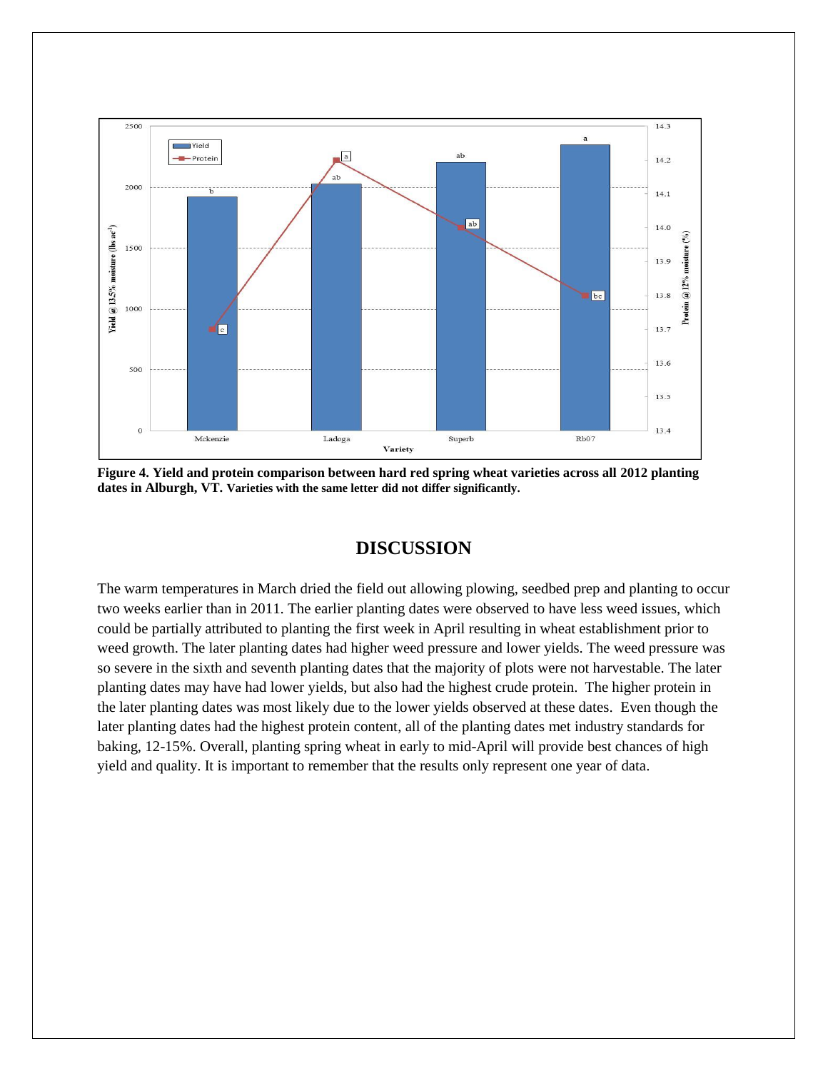**Figure 4. Yield and protein comparison between hard red spring wheat varieties across all 2012 planting dates in Alburgh, VT.** **Varieties with the same letter did not differ significantly.**

## DISCUSSION

The warm temperatures in March dried the field out allowing plowing, seedbed prep and planting to occur two weeks earlier than in 2011. The earlier planting dates were observed to have less weed issues, which could be partially attributed to planting the first week in April resulting in wheat establishment prior to weed growth. The later planting dates had higher weed pressure and lower yields. The weed pressure was so severe in the sixth and seventh planting dates that the majority of plots were not harvestable. The later planting dates may have had lower yields, but also had the highest crude protein. The higher protein in the later planting dates was most likely due to the lower yields observed at these dates. Even though the later planting dates had the highest protein content, all of the planting dates met industry standards for baking, 12-15%. Overall, planting spring wheat in early to mid-April will provide best chances of high yield and quality. It is important to remember that the results only represent one year of data.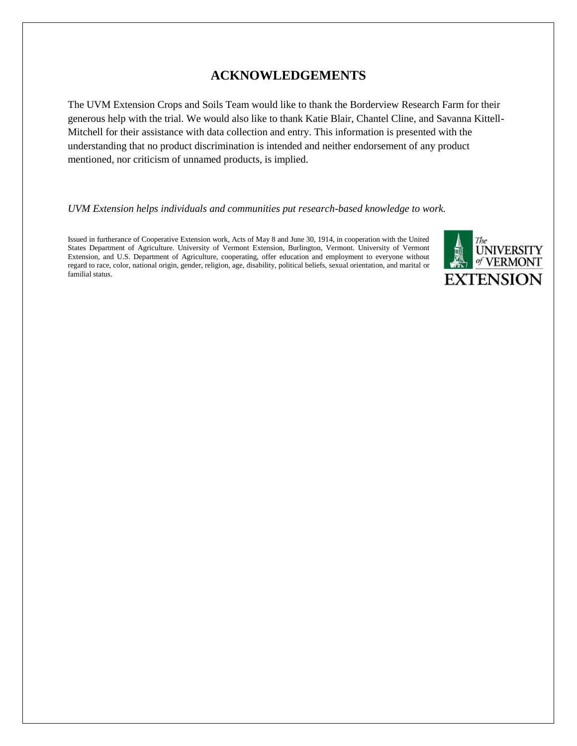## ACKNOWLEDGEMENTS

The UVM Extension Crops and Soils Team would like to thank the Borderview Research Farm for their generous help with the trial. We would also like to thank Katie Blair, Chantel Cline, and Savanna Kittell-Mitchell for their assistance with data collection and entry. This information is presented with the understanding that no product discrimination is intended and neither endorsement of any product mentioned, nor criticism of unnamed products, is implied.

*UVM Extension helps individuals and communities put research-based knowledge to work.*

Issued in furtherance of Cooperative Extension work, Acts of May 8 and June 30, 1914, in cooperation with the United States Department of Agriculture. University of Vermont Extension, Burlington, Vermont. University of Vermont Extension, and U.S. Department of Agriculture, cooperating, offer education and employment to everyone without regard to race, color, national origin, gender, religion, age, disability, political beliefs, sexual orientation, and marital or familial status.

The UNIVERSITY of VERMONT EXTENSION